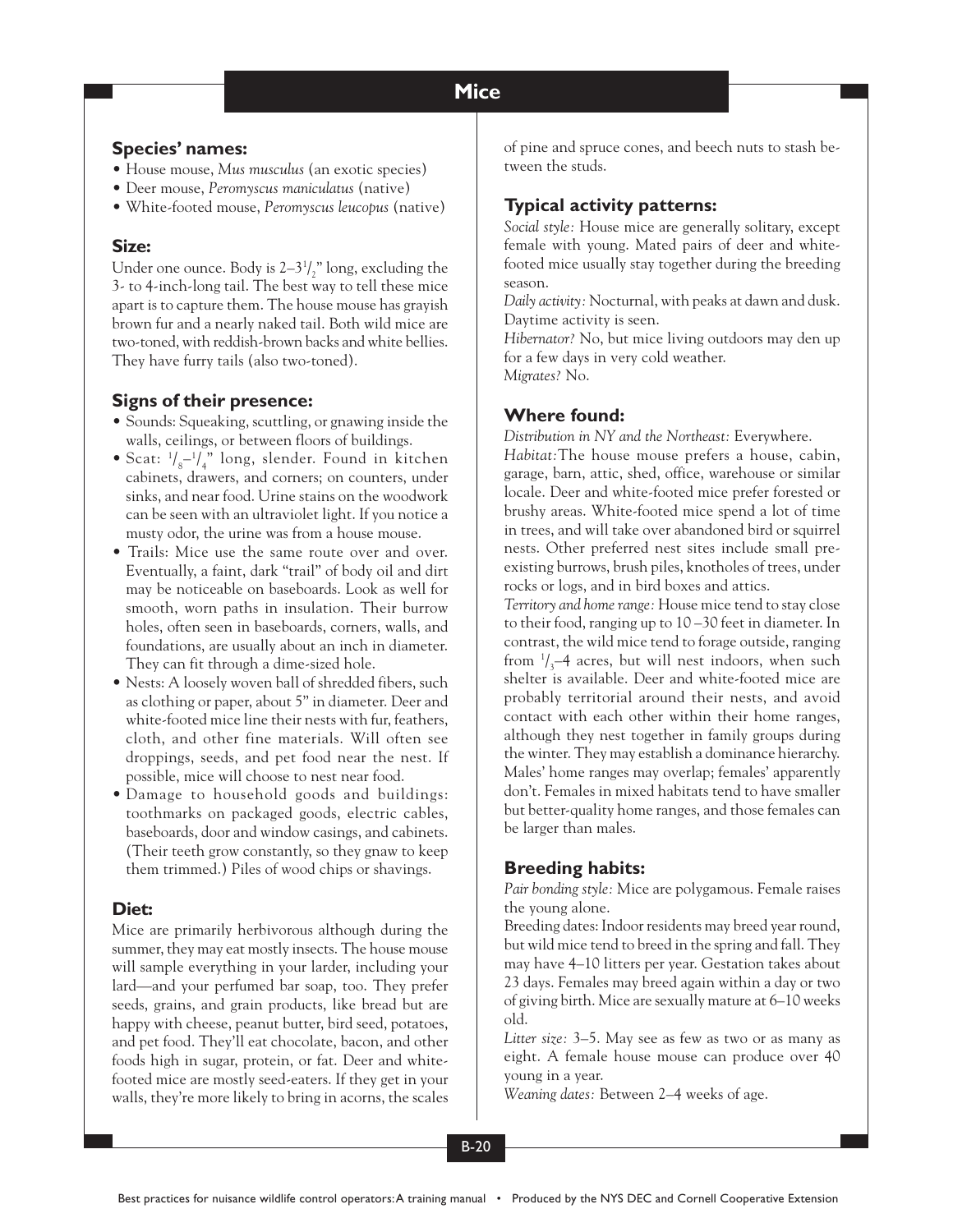# Mice

## Species' names:

- House mouse, *Mus musculus* (an exotic species)
- Deer mouse, *Peromyscus maniculatus* (native)
- White-footed mouse, *Peromyscus leucopus* (native)

## Size:

Under one ounce. Body is 2–3½" long, excluding the 3- to 4-inch-long tail. The best way to tell these mice apart is to capture them. The house mouse has grayish brown fur and a nearly naked tail. Both wild mice are two-toned, with reddish-brown backs and white bellies. They have furry tails (also two-toned).

## Signs of their presence:

- Sounds: Squeaking, scuttling, or gnawing inside the walls, ceilings, or between floors of buildings.
- Scat: ⅛–¼" long, slender. Found in kitchen cabinets, drawers, and corners; on counters, under sinks, and near food. Urine stains on the woodwork can be seen with an ultraviolet light. If you notice a musty odor, the urine was from a house mouse.
- Trails: Mice use the same route over and over. Eventually, a faint, dark "trail" of body oil and dirt may be noticeable on baseboards. Look as well for smooth, worn paths in insulation. Their burrow holes, often seen in baseboards, corners, walls, and foundations, are usually about an inch in diameter. They can fit through a dime-sized hole.
- Nests: A loosely woven ball of shredded fibers, such as clothing or paper, about 5" in diameter. Deer and white-footed mice line their nests with fur, feathers, cloth, and other fine materials. Will often see droppings, seeds, and pet food near the nest. If possible, mice will choose to nest near food.
- Damage to household goods and buildings: toothmarks on packaged goods, electric cables, baseboards, door and window casings, and cabinets. (Their teeth grow constantly, so they gnaw to keep them trimmed.) Piles of wood chips or shavings.

## Diet:

Mice are primarily herbivorous although during the summer, they may eat mostly insects. The house mouse will sample everything in your larder, including your lard—and your perfumed bar soap, too. They prefer seeds, grains, and grain products, like bread but are happy with cheese, peanut butter, bird seed, potatoes, and pet food. They'll eat chocolate, bacon, and other foods high in sugar, protein, or fat. Deer and white-footed mice are mostly seed-eaters. If they get in your walls, they're more likely to bring in acorns, the scales of pine and spruce cones, and beech nuts to stash between the studs.

## Typical activity patterns:

*Social style:* House mice are generally solitary, except female with young. Mated pairs of deer and white-footed mice usually stay together during the breeding season.

*Daily activity:* Nocturnal, with peaks at dawn and dusk. Daytime activity is seen.

*Hibernator?* No, but mice living outdoors may den up for a few days in very cold weather.

*Migrates?* No.

## Where found:

*Distribution in NY and the Northeast:* Everywhere.

*Habitat:* The house mouse prefers a house, cabin, garage, barn, attic, shed, office, warehouse or similar locale. Deer and white-footed mice prefer forested or brushy areas. White-footed mice spend a lot of time in trees, and will take over abandoned bird or squirrel nests. Other preferred nest sites include small pre-existing burrows, brush piles, knotholes of trees, under rocks or logs, and in bird boxes and attics.

*Territory and home range:* House mice tend to stay close to their food, ranging up to 10–30 feet in diameter. In contrast, the wild mice tend to forage outside, ranging from ⅓–4 acres, but will nest indoors, when such shelter is available. Deer and white-footed mice are probably territorial around their nests, and avoid contact with each other within their home ranges, although they nest together in family groups during the winter. They may establish a dominance hierarchy. Males' home ranges may overlap; females' apparently don't. Females in mixed habitats tend to have smaller but better-quality home ranges, and those females can be larger than males.

## Breeding habits:

*Pair bonding style:* Mice are polygamous. Female raises the young alone.

Breeding dates: Indoor residents may breed year round, but wild mice tend to breed in the spring and fall. They may have 4–10 litters per year. Gestation takes about 23 days. Females may breed again within a day or two of giving birth. Mice are sexually mature at 6–10 weeks old.

*Litter size:* 3–5. May see as few as two or as many as eight. A female house mouse can produce over 40 young in a year.

*Weaning dates:* Between 2–4 weeks of age.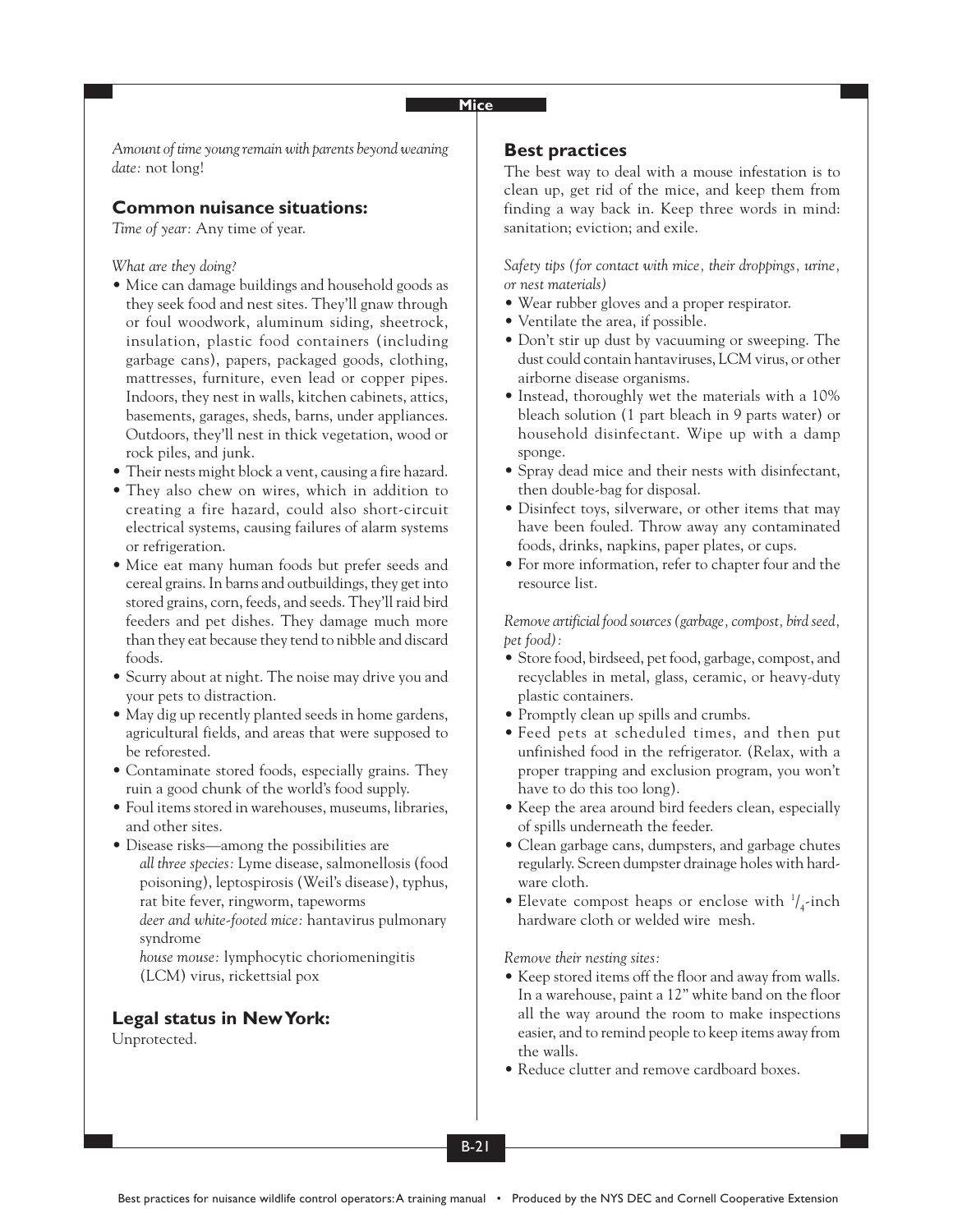*Amount of time young remain with parents beyond weaning date:* not long!

## Common nuisance situations:

*Time of year:* Any time of year.

*What are they doing?*

- Mice can damage buildings and household goods as they seek food and nest sites. They'll gnaw through or foul woodwork, aluminum siding, sheetrock, insulation, plastic food containers (including garbage cans), papers, packaged goods, clothing, mattresses, furniture, even lead or copper pipes. Indoors, they nest in walls, kitchen cabinets, attics, basements, garages, sheds, barns, under appliances. Outdoors, they'll nest in thick vegetation, wood or rock piles, and junk.
- Their nests might block a vent, causing a fire hazard.
- They also chew on wires, which in addition to creating a fire hazard, could also short-circuit electrical systems, causing failures of alarm systems or refrigeration.
- Mice eat many human foods but prefer seeds and cereal grains. In barns and outbuildings, they get into stored grains, corn, feeds, and seeds. They'll raid bird feeders and pet dishes. They damage much more than they eat because they tend to nibble and discard foods.
- Scurry about at night. The noise may drive you and your pets to distraction.
- May dig up recently planted seeds in home gardens, agricultural fields, and areas that were supposed to be reforested.
- Contaminate stored foods, especially grains. They ruin a good chunk of the world's food supply.
- Foul items stored in warehouses, museums, libraries, and other sites.
- Disease risks—among the possibilities are
  *all three species:* Lyme disease, salmonellosis (food poisoning), leptospirosis (Weil's disease), typhus, rat bite fever, ringworm, tapeworms
  *deer and white-footed mice:* hantavirus pulmonary syndrome
  *house mouse:* lymphocytic choriomeningitis (LCM) virus, rickettsial pox

## Legal status in New York:

Unprotected.

## Best practices

The best way to deal with a mouse infestation is to clean up, get rid of the mice, and keep them from finding a way back in. Keep three words in mind: sanitation; eviction; and exile.

*Safety tips (for contact with mice, their droppings, urine, or nest materials)*

- Wear rubber gloves and a proper respirator.
- Ventilate the area, if possible.
- Don't stir up dust by vacuuming or sweeping. The dust could contain hantaviruses, LCM virus, or other airborne disease organisms.
- Instead, thoroughly wet the materials with a 10% bleach solution (1 part bleach in 9 parts water) or household disinfectant. Wipe up with a damp sponge.
- Spray dead mice and their nests with disinfectant, then double-bag for disposal.
- Disinfect toys, silverware, or other items that may have been fouled. Throw away any contaminated foods, drinks, napkins, paper plates, or cups.
- For more information, refer to chapter four and the resource list.

*Remove artificial food sources (garbage, compost, bird seed, pet food):*

- Store food, birdseed, pet food, garbage, compost, and recyclables in metal, glass, ceramic, or heavy-duty plastic containers.
- Promptly clean up spills and crumbs.
- Feed pets at scheduled times, and then put unfinished food in the refrigerator. (Relax, with a proper trapping and exclusion program, you won't have to do this too long).
- Keep the area around bird feeders clean, especially of spills underneath the feeder.
- Clean garbage cans, dumpsters, and garbage chutes regularly. Screen dumpster drainage holes with hardware cloth.
- Elevate compost heaps or enclose with 1/4-inch hardware cloth or welded wire mesh.

*Remove their nesting sites:*

- Keep stored items off the floor and away from walls. In a warehouse, paint a 12" white band on the floor all the way around the room to make inspections easier, and to remind people to keep items away from the walls.
- Reduce clutter and remove cardboard boxes.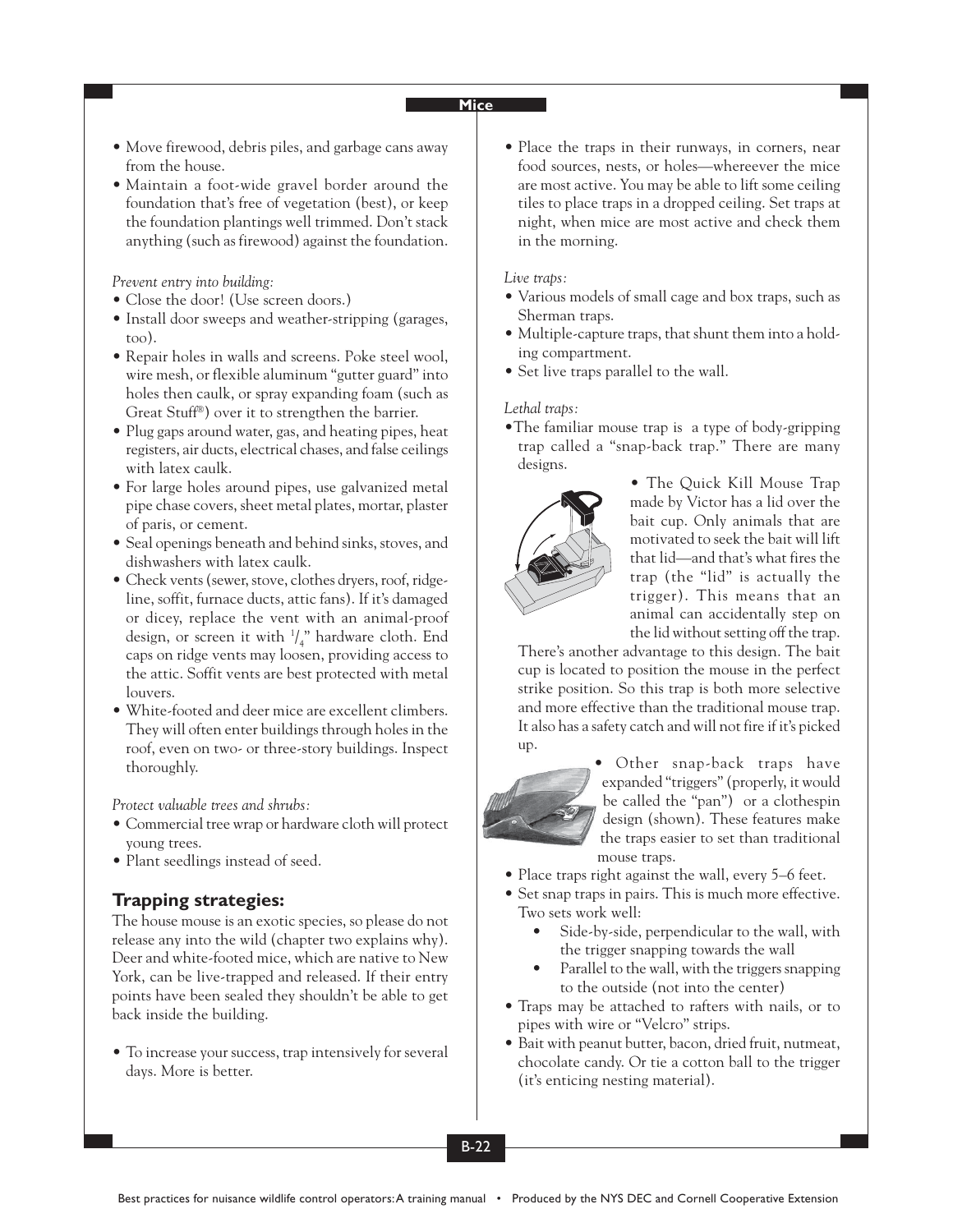- Move firewood, debris piles, and garbage cans away from the house.
- Maintain a foot-wide gravel border around the foundation that's free of vegetation (best), or keep the foundation plantings well trimmed. Don't stack anything (such as firewood) against the foundation.

*Prevent entry into building:*

- Close the door! (Use screen doors.)
- Install door sweeps and weather-stripping (garages, too).
- Repair holes in walls and screens. Poke steel wool, wire mesh, or flexible aluminum "gutter guard" into holes then caulk, or spray expanding foam (such as Great Stuff®) over it to strengthen the barrier.
- Plug gaps around water, gas, and heating pipes, heat registers, air ducts, electrical chases, and false ceilings with latex caulk.
- For large holes around pipes, use galvanized metal pipe chase covers, sheet metal plates, mortar, plaster of paris, or cement.
- Seal openings beneath and behind sinks, stoves, and dishwashers with latex caulk.
- Check vents (sewer, stove, clothes dryers, roof, ridgeline, soffit, furnace ducts, attic fans). If it's damaged or dicey, replace the vent with an animal-proof design, or screen it with 1/4" hardware cloth. End caps on ridge vents may loosen, providing access to the attic. Soffit vents are best protected with metal louvers.
- White-footed and deer mice are excellent climbers. They will often enter buildings through holes in the roof, even on two- or three-story buildings. Inspect thoroughly.

*Protect valuable trees and shrubs:*

- Commercial tree wrap or hardware cloth will protect young trees.
- Plant seedlings instead of seed.

## Trapping strategies:

The house mouse is an exotic species, so please do not release any into the wild (chapter two explains why). Deer and white-footed mice, which are native to New York, can be live-trapped and released. If their entry points have been sealed they shouldn't be able to get back inside the building.

- To increase your success, trap intensively for several days. More is better.
- Place the traps in their runways, in corners, near food sources, nests, or holes—whereever the mice are most active. You may be able to lift some ceiling tiles to place traps in a dropped ceiling. Set traps at night, when mice are most active and check them in the morning.

*Live traps:*

- Various models of small cage and box traps, such as Sherman traps.
- Multiple-capture traps, that shunt them into a holding compartment.
- Set live traps parallel to the wall.

*Lethal traps:*

- The familiar mouse trap is a type of body-gripping trap called a "snap-back trap." There are many designs.
- The Quick Kill Mouse Trap made by Victor has a lid over the bait cup. Only animals that are motivated to seek the bait will lift that lid—and that's what fires the trap (the "lid" is actually the trigger). This means that an animal can accidentally step on the lid without setting off the trap.

  There's another advantage to this design. The bait cup is located to position the mouse in the perfect strike position. So this trap is both more selective and more effective than the traditional mouse trap. It also has a safety catch and will not fire if it's picked up.
- Other snap-back traps have expanded "triggers" (properly, it would be called the "pan") or a clothespin design (shown). These features make the traps easier to set than traditional mouse traps.
- Place traps right against the wall, every 5–6 feet.
- Set snap traps in pairs. This is much more effective. Two sets work well:
  - Side-by-side, perpendicular to the wall, with the trigger snapping towards the wall
  - Parallel to the wall, with the triggers snapping to the outside (not into the center)
- Traps may be attached to rafters with nails, or to pipes with wire or "Velcro" strips.
- Bait with peanut butter, bacon, dried fruit, nutmeat, chocolate candy. Or tie a cotton ball to the trigger (it's enticing nesting material).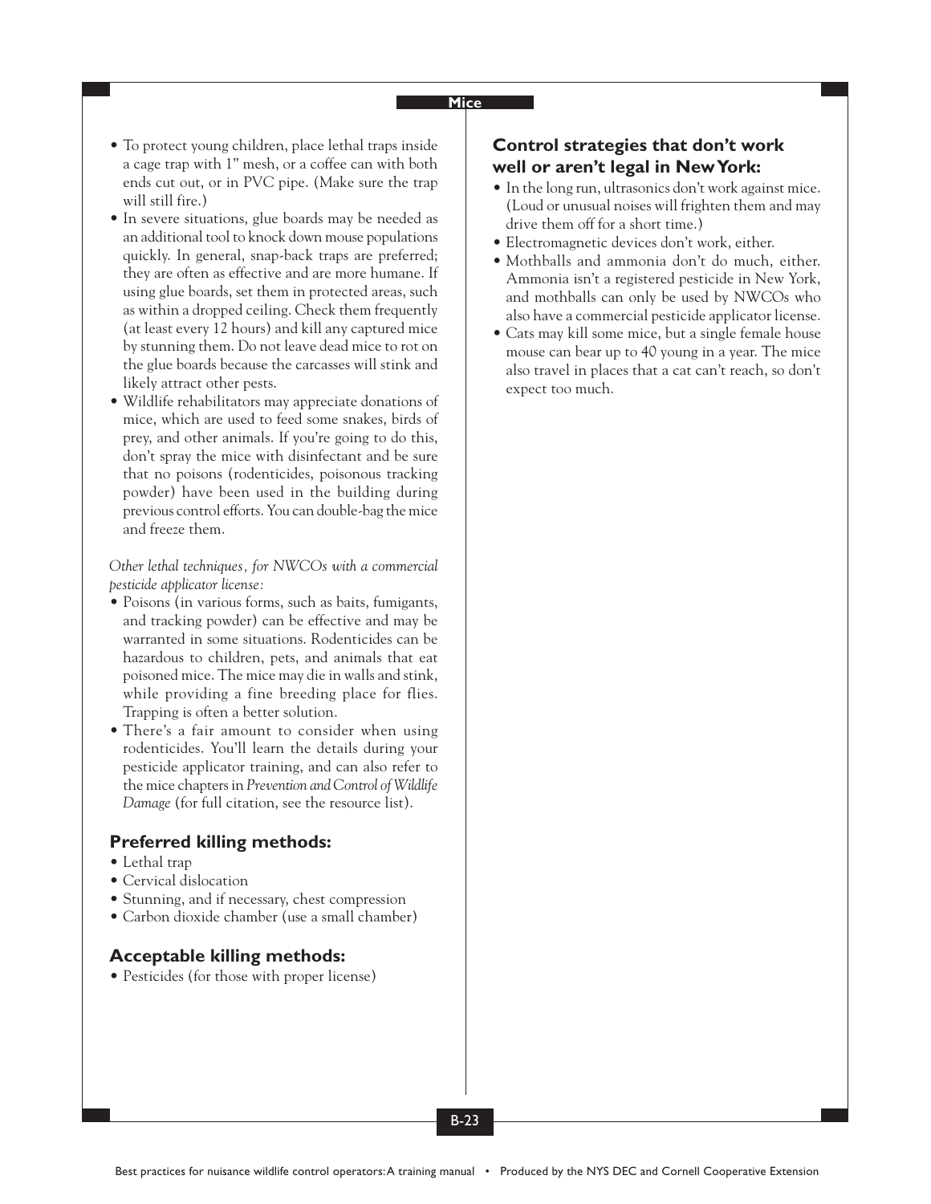- To protect young children, place lethal traps inside a cage trap with 1" mesh, or a coffee can with both ends cut out, or in PVC pipe. (Make sure the trap will still fire.)
- In severe situations, glue boards may be needed as an additional tool to knock down mouse populations quickly. In general, snap-back traps are preferred; they are often as effective and are more humane. If using glue boards, set them in protected areas, such as within a dropped ceiling. Check them frequently (at least every 12 hours) and kill any captured mice by stunning them. Do not leave dead mice to rot on the glue boards because the carcasses will stink and likely attract other pests.
- Wildlife rehabilitators may appreciate donations of mice, which are used to feed some snakes, birds of prey, and other animals. If you're going to do this, don't spray the mice with disinfectant and be sure that no poisons (rodenticides, poisonous tracking powder) have been used in the building during previous control efforts. You can double-bag the mice and freeze them.

*Other lethal techniques, for NWCOs with a commercial pesticide applicator license:*

- Poisons (in various forms, such as baits, fumigants, and tracking powder) can be effective and may be warranted in some situations. Rodenticides can be hazardous to children, pets, and animals that eat poisoned mice. The mice may die in walls and stink, while providing a fine breeding place for flies. Trapping is often a better solution.
- There's a fair amount to consider when using rodenticides. You'll learn the details during your pesticide applicator training, and can also refer to the mice chapters in *Prevention and Control of Wildlife Damage* (for full citation, see the resource list).

### Preferred killing methods:

- Lethal trap
- Cervical dislocation
- Stunning, and if necessary, chest compression
- Carbon dioxide chamber (use a small chamber)

### Acceptable killing methods:

- Pesticides (for those with proper license)

### Control strategies that don't work well or aren't legal in New York:

- In the long run, ultrasonics don't work against mice. (Loud or unusual noises will frighten them and may drive them off for a short time.)
- Electromagnetic devices don't work, either.
- Mothballs and ammonia don't do much, either. Ammonia isn't a registered pesticide in New York, and mothballs can only be used by NWCOs who also have a commercial pesticide applicator license.
- Cats may kill some mice, but a single female house mouse can bear up to 40 young in a year. The mice also travel in places that a cat can't reach, so don't expect too much.